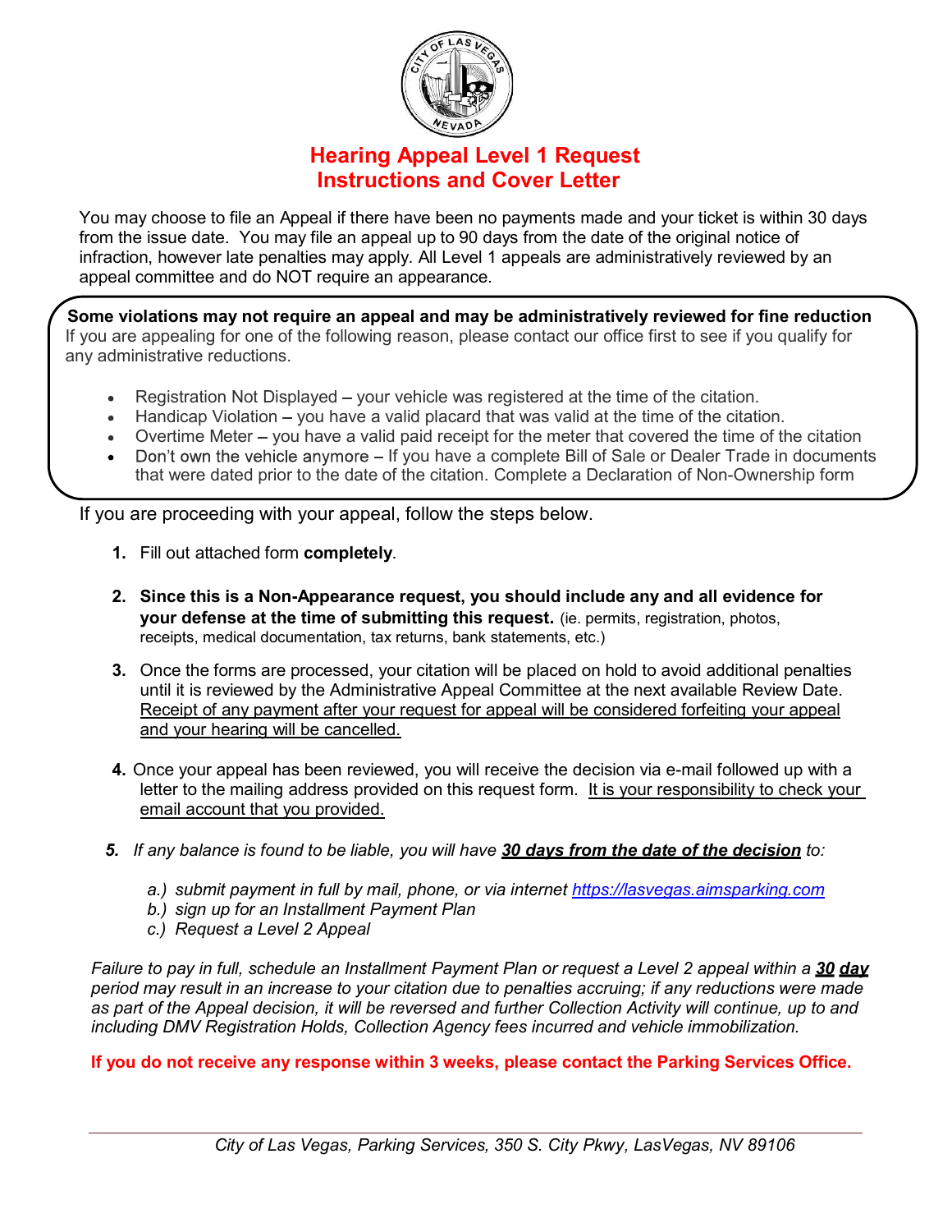# Hearing Appeal Level 1 Request
# Instructions and Cover Letter

You may choose to file an Appeal if there have been no payments made and your ticket is within 30 days from the issue date. You may file an appeal up to 90 days from the date of the original notice of infraction, however late penalties may apply. All Level 1 appeals are administratively reviewed by an appeal committee and do NOT require an appearance.

**Some violations may not require an appeal and may be administratively reviewed for fine reduction**
If you are appealing for one of the following reason, please contact our office first to see if you qualify for any administrative reductions.

- Registration Not Displayed – your vehicle was registered at the time of the citation.
- Handicap Violation – you have a valid placard that was valid at the time of the citation.
- Overtime Meter – you have a valid paid receipt for the meter that covered the time of the citation
- Don't own the vehicle anymore – If you have a complete Bill of Sale or Dealer Trade in documents that were dated prior to the date of the citation. Complete a Declaration of Non-Ownership form

If you are proceeding with your appeal, follow the steps below.

1. Fill out attached form **completely**.

2. **Since this is a Non-Appearance request, you should include any and all evidence for your defense at the time of submitting this request.** (ie. permits, registration, photos, receipts, medical documentation, tax returns, bank statements, etc.)

3. Once the forms are processed, your citation will be placed on hold to avoid additional penalties until it is reviewed by the Administrative Appeal Committee at the next available Review Date. <u>Receipt of any payment after your request for appeal will be considered forfeiting your appeal and your hearing will be cancelled.</u>

4. Once your appeal has been reviewed, you will receive the decision via e-mail followed up with a letter to the mailing address provided on this request form. <u>It is your responsibility to check your email account that you provided.</u>

5. *If any balance is found to be liable, you will have **<u>30 days from the date of the decision</u>** to:*

   *a.) submit payment in full by mail, phone, or via internet [https://lasvegas.aimsparking.com](https://lasvegas.aimsparking.com)*
   *b.) sign up for an Installment Payment Plan*
   *c.) Request a Level 2 Appeal*

*Failure to pay in full, schedule an Installment Payment Plan or request a Level 2 appeal within a **<u>30 day</u>** period may result in an increase to your citation due to penalties accruing; if any reductions were made as part of the Appeal decision, it will be reversed and further Collection Activity will continue, up to and including DMV Registration Holds, Collection Agency fees incurred and vehicle immobilization.*

**If you do not receive any response within 3 weeks, please contact the Parking Services Office.**

*City of Las Vegas, Parking Services, 350 S. City Pkwy, LasVegas, NV 89106*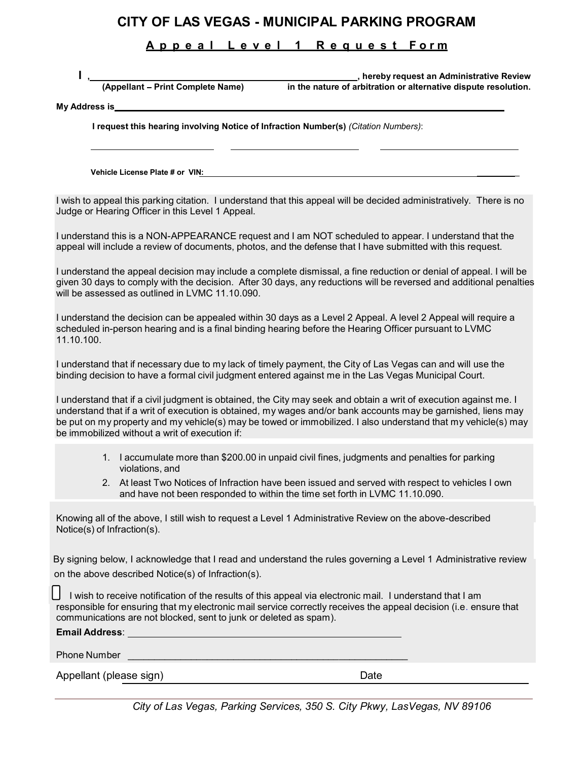# CITY OF LAS VEGAS - MUNICIPAL PARKING PROGRAM

## Appeal Level 1 Request Form

I, ______________________________________________, hereby request an Administrative Review in the nature of arbitration or alternative dispute resolution.
(Appellant – Print Complete Name)

My Address is ______________________________________________________________

I request this hearing involving Notice of Infraction Number(s) *(Citation Numbers)*:

______________________ ______________________ ______________________

Vehicle License Plate # or VIN: ______________________________________________

I wish to appeal this parking citation. I understand that this appeal will be decided administratively. There is no Judge or Hearing Officer in this Level 1 Appeal.

I understand this is a NON-APPEARANCE request and I am NOT scheduled to appear. I understand that the appeal will include a review of documents, photos, and the defense that I have submitted with this request.

I understand the appeal decision may include a complete dismissal, a fine reduction or denial of appeal. I will be given 30 days to comply with the decision. After 30 days, any reductions will be reversed and additional penalties will be assessed as outlined in LVMC 11.10.090.

I understand the decision can be appealed within 30 days as a Level 2 Appeal. A level 2 Appeal will require a scheduled in-person hearing and is a final binding hearing before the Hearing Officer pursuant to LVMC 11.10.100.

I understand that if necessary due to my lack of timely payment, the City of Las Vegas can and will use the binding decision to have a formal civil judgment entered against me in the Las Vegas Municipal Court.

I understand that if a civil judgment is obtained, the City may seek and obtain a writ of execution against me. I understand that if a writ of execution is obtained, my wages and/or bank accounts may be garnished, liens may be put on my property and my vehicle(s) may be towed or immobilized. I also understand that my vehicle(s) may be immobilized without a writ of execution if:

1. I accumulate more than $200.00 in unpaid civil fines, judgments and penalties for parking violations, and
2. At least Two Notices of Infraction have been issued and served with respect to vehicles I own and have not been responded to within the time set forth in LVMC 11.10.090.

Knowing all of the above, I still wish to request a Level 1 Administrative Review on the above-described Notice(s) of Infraction(s).

By signing below, I acknowledge that I read and understand the rules governing a Level 1 Administrative review on the above described Notice(s) of Infraction(s).

☐ I wish to receive notification of the results of this appeal via electronic mail. I understand that I am responsible for ensuring that my electronic mail service correctly receives the appeal decision (i.e. ensure that communications are not blocked, sent to junk or deleted as spam).

**Email Address**: ______________________________________________

Phone Number ______________________________________________

Appellant (please sign) ______________________________ Date ______________

*City of Las Vegas, Parking Services, 350 S. City Pkwy, LasVegas, NV 89106*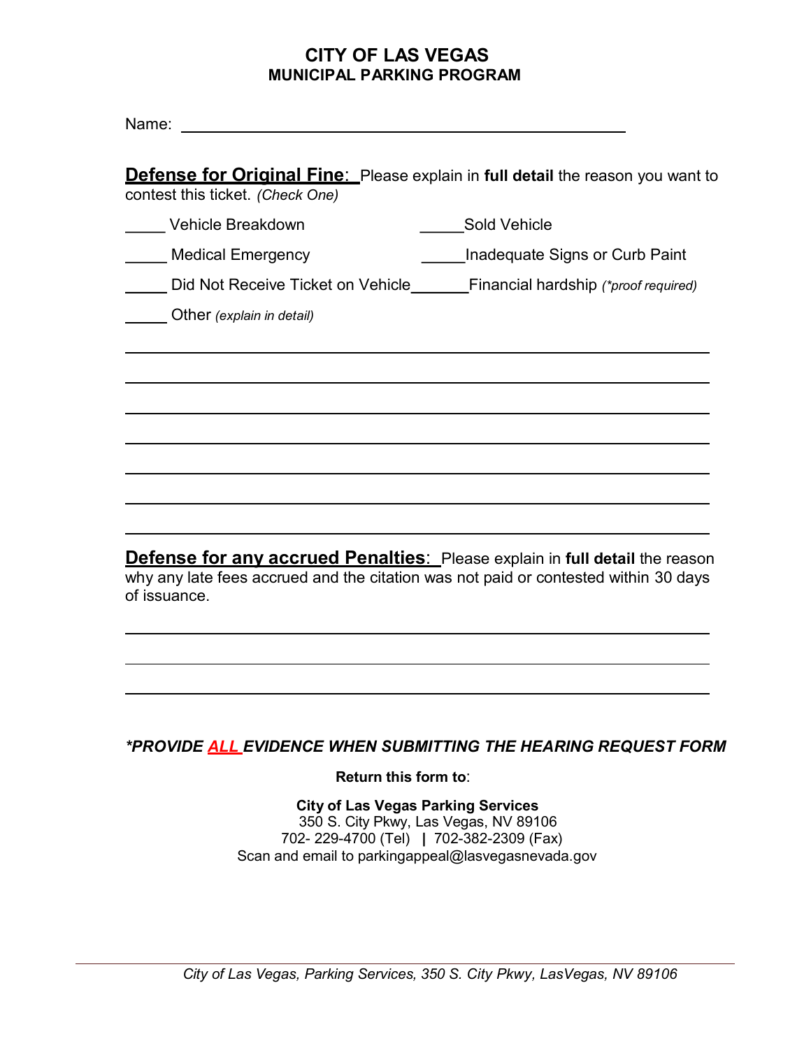# CITY OF LAS VEGAS
## MUNICIPAL PARKING PROGRAM

Name: ____________________________________________

**Defense for Original Fine**: Please explain in **full detail** the reason you want to contest this ticket. *(Check One)*

_____ Vehicle Breakdown

_____ Sold Vehicle

_____ Medical Emergency

_____ Inadequate Signs or Curb Paint

_____ Did Not Receive Ticket on Vehicle

_____ Financial hardship *(\*proof required)*

_____ Other *(explain in detail)*

______________________________________________________________

______________________________________________________________

______________________________________________________________

______________________________________________________________

______________________________________________________________

______________________________________________________________

______________________________________________________________

**Defense for any accrued Penalties**: Please explain in **full detail** the reason why any late fees accrued and the citation was not paid or contested within 30 days of issuance.

______________________________________________________________

______________________________________________________________

______________________________________________________________

***\*PROVIDE ALL EVIDENCE WHEN SUBMITTING THE HEARING REQUEST FORM***

**Return this form to**:

**City of Las Vegas Parking Services**
350 S. City Pkwy, Las Vegas, NV 89106
702- 229-4700 (Tel) | 702-382-2309 (Fax)
Scan and email to parkingappeal@lasvegasnevada.gov